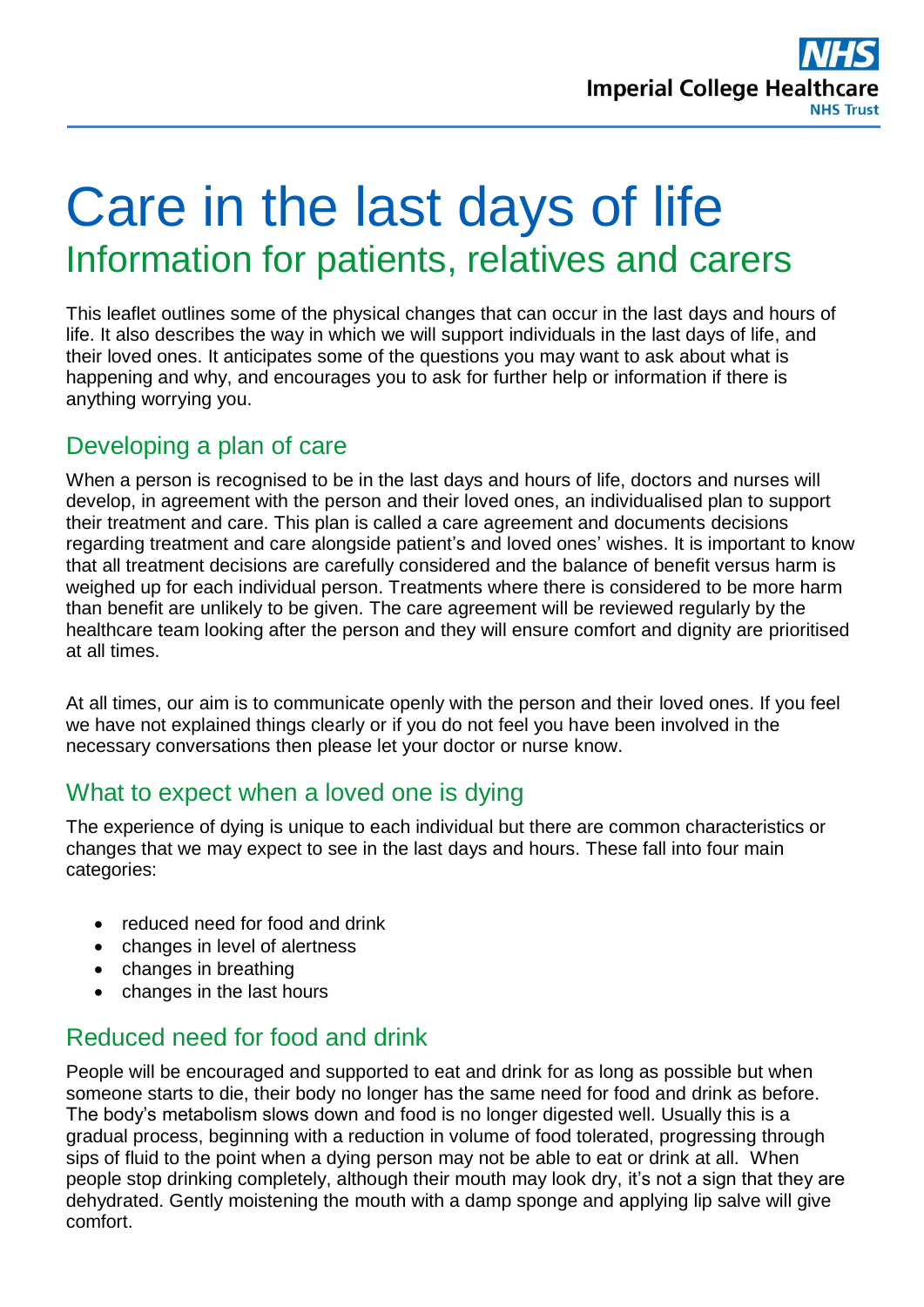# Care in the last days of life

## Information for patients, relatives and carers

This leaflet outlines some of the physical changes that can occur in the last days and hours of life. It also describes the way in which we will support individuals in the last days of life, and their loved ones. It anticipates some of the questions you may want to ask about what is happening and why, and encourages you to ask for further help or information if there is anything worrying you.

### Developing a plan of care

When a person is recognised to be in the last days and hours of life, doctors and nurses will develop, in agreement with the person and their loved ones, an individualised plan to support their treatment and care. This plan is called a care agreement and documents decisions regarding treatment and care alongside patient's and loved ones' wishes. It is important to know that all treatment decisions are carefully considered and the balance of benefit versus harm is weighed up for each individual person. Treatments where there is considered to be more harm than benefit are unlikely to be given. The care agreement will be reviewed regularly by the healthcare team looking after the person and they will ensure comfort and dignity are prioritised at all times.

At all times, our aim is to communicate openly with the person and their loved ones. If you feel we have not explained things clearly or if you do not feel you have been involved in the necessary conversations then please let your doctor or nurse know.

### What to expect when a loved one is dying

The experience of dying is unique to each individual but there are common characteristics or changes that we may expect to see in the last days and hours. These fall into four main categories:

- reduced need for food and drink
- changes in level of alertness
- changes in breathing
- changes in the last hours

### Reduced need for food and drink

People will be encouraged and supported to eat and drink for as long as possible but when someone starts to die, their body no longer has the same need for food and drink as before. The body's metabolism slows down and food is no longer digested well. Usually this is a gradual process, beginning with a reduction in volume of food tolerated, progressing through sips of fluid to the point when a dying person may not be able to eat or drink at all. When people stop drinking completely, although their mouth may look dry, it's not a sign that they are dehydrated. Gently moistening the mouth with a damp sponge and applying lip salve will give comfort.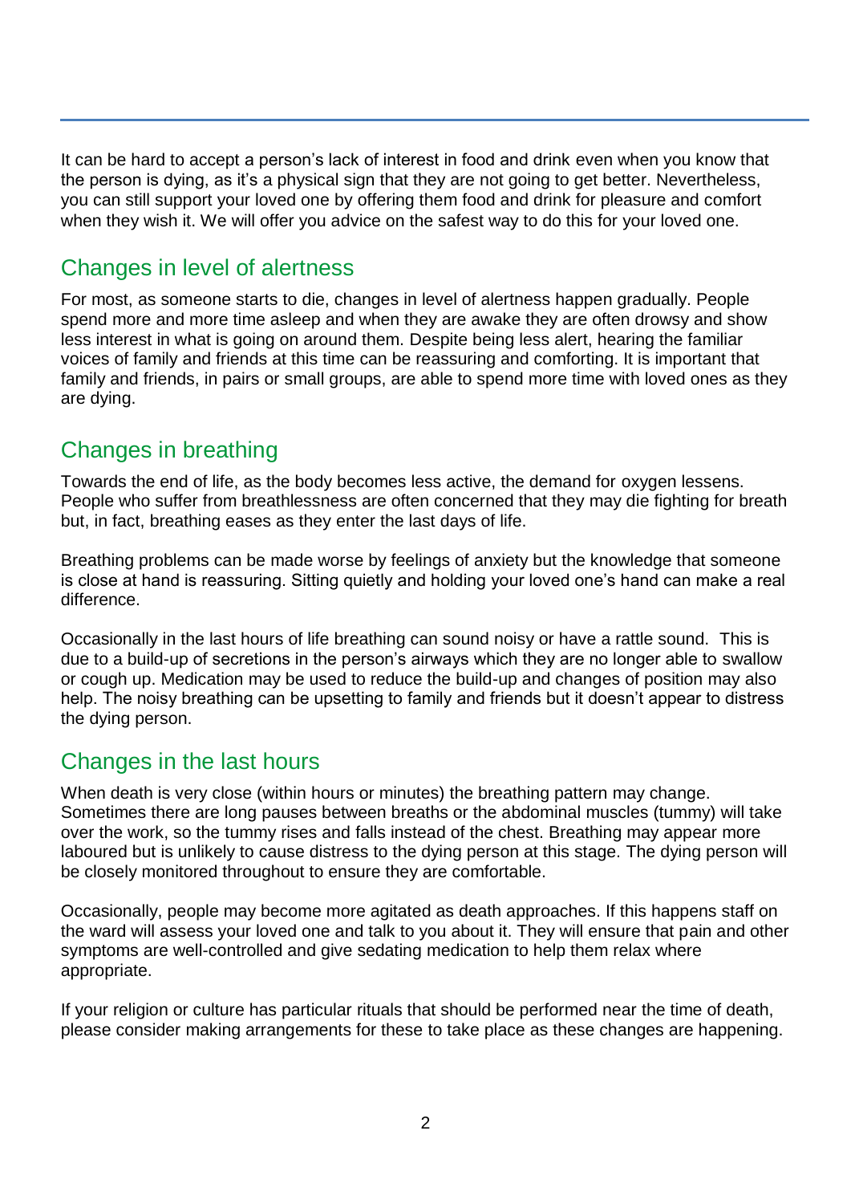It can be hard to accept a person's lack of interest in food and drink even when you know that the person is dying, as it's a physical sign that they are not going to get better. Nevertheless, you can still support your loved one by offering them food and drink for pleasure and comfort when they wish it. We will offer you advice on the safest way to do this for your loved one.

## Changes in level of alertness

For most, as someone starts to die, changes in level of alertness happen gradually. People spend more and more time asleep and when they are awake they are often drowsy and show less interest in what is going on around them. Despite being less alert, hearing the familiar voices of family and friends at this time can be reassuring and comforting. It is important that family and friends, in pairs or small groups, are able to spend more time with loved ones as they are dying.

## Changes in breathing

Towards the end of life, as the body becomes less active, the demand for oxygen lessens. People who suffer from breathlessness are often concerned that they may die fighting for breath but, in fact, breathing eases as they enter the last days of life.

Breathing problems can be made worse by feelings of anxiety but the knowledge that someone is close at hand is reassuring. Sitting quietly and holding your loved one's hand can make a real difference.

Occasionally in the last hours of life breathing can sound noisy or have a rattle sound. This is due to a build-up of secretions in the person's airways which they are no longer able to swallow or cough up. Medication may be used to reduce the build-up and changes of position may also help. The noisy breathing can be upsetting to family and friends but it doesn't appear to distress the dying person.

## Changes in the last hours

When death is very close (within hours or minutes) the breathing pattern may change. Sometimes there are long pauses between breaths or the abdominal muscles (tummy) will take over the work, so the tummy rises and falls instead of the chest. Breathing may appear more laboured but is unlikely to cause distress to the dying person at this stage. The dying person will be closely monitored throughout to ensure they are comfortable.

Occasionally, people may become more agitated as death approaches. If this happens staff on the ward will assess your loved one and talk to you about it. They will ensure that pain and other symptoms are well-controlled and give sedating medication to help them relax where appropriate.

If your religion or culture has particular rituals that should be performed near the time of death, please consider making arrangements for these to take place as these changes are happening.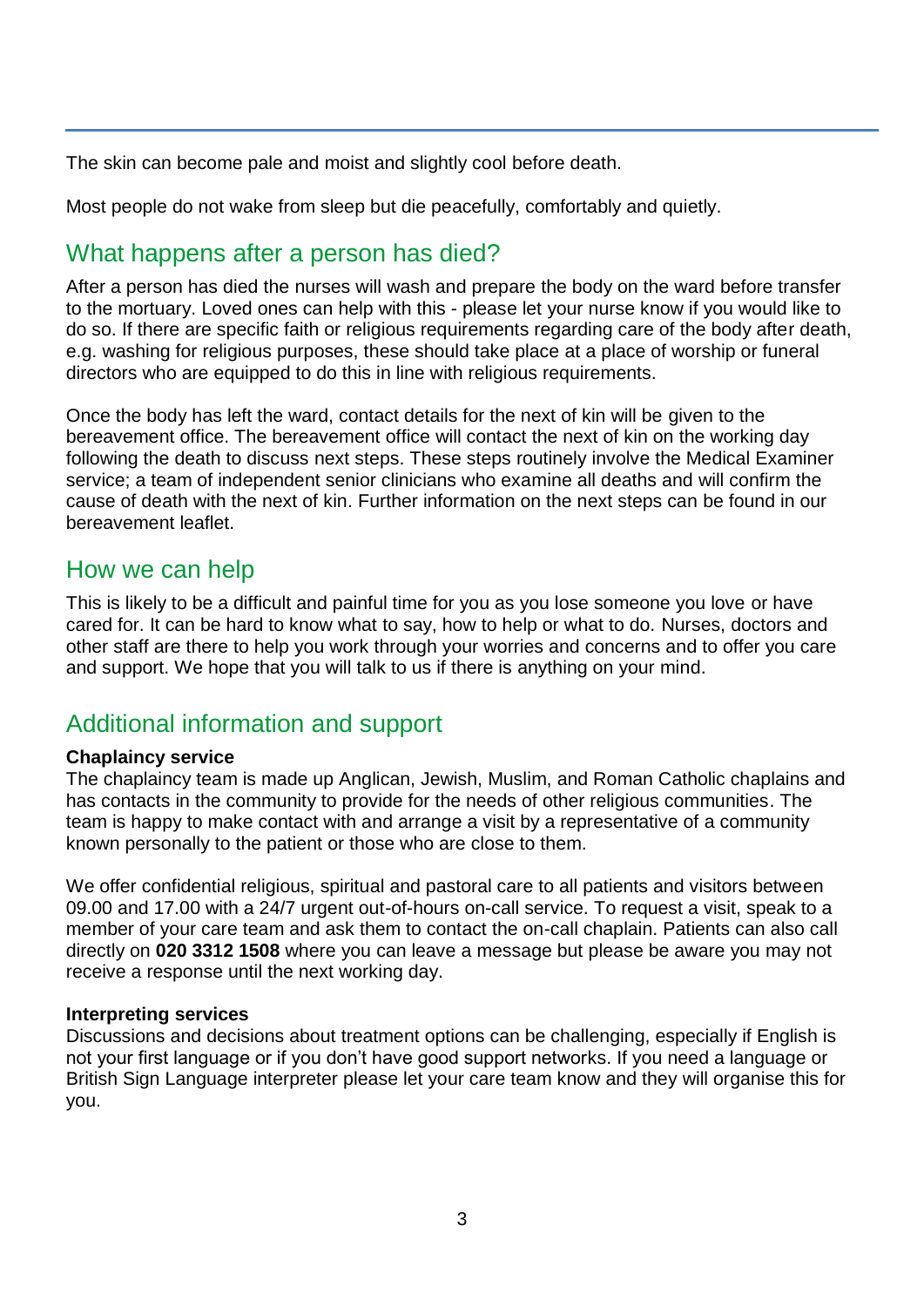The skin can become pale and moist and slightly cool before death.

Most people do not wake from sleep but die peacefully, comfortably and quietly.

## What happens after a person has died?

After a person has died the nurses will wash and prepare the body on the ward before transfer to the mortuary. Loved ones can help with this - please let your nurse know if you would like to do so. If there are specific faith or religious requirements regarding care of the body after death, e.g. washing for religious purposes, these should take place at a place of worship or funeral directors who are equipped to do this in line with religious requirements.

Once the body has left the ward, contact details for the next of kin will be given to the bereavement office. The bereavement office will contact the next of kin on the working day following the death to discuss next steps. These steps routinely involve the Medical Examiner service; a team of independent senior clinicians who examine all deaths and will confirm the cause of death with the next of kin. Further information on the next steps can be found in our bereavement leaflet.

## How we can help

This is likely to be a difficult and painful time for you as you lose someone you love or have cared for. It can be hard to know what to say, how to help or what to do. Nurses, doctors and other staff are there to help you work through your worries and concerns and to offer you care and support. We hope that you will talk to us if there is anything on your mind.

## Additional information and support

**Chaplaincy service**
The chaplaincy team is made up Anglican, Jewish, Muslim, and Roman Catholic chaplains and has contacts in the community to provide for the needs of other religious communities. The team is happy to make contact with and arrange a visit by a representative of a community known personally to the patient or those who are close to them.

We offer confidential religious, spiritual and pastoral care to all patients and visitors between 09.00 and 17.00 with a 24/7 urgent out-of-hours on-call service. To request a visit, speak to a member of your care team and ask them to contact the on-call chaplain. Patients can also call directly on **020 3312 1508** where you can leave a message but please be aware you may not receive a response until the next working day.

**Interpreting services**
Discussions and decisions about treatment options can be challenging, especially if English is not your first language or if you don't have good support networks. If you need a language or British Sign Language interpreter please let your care team know and they will organise this for you.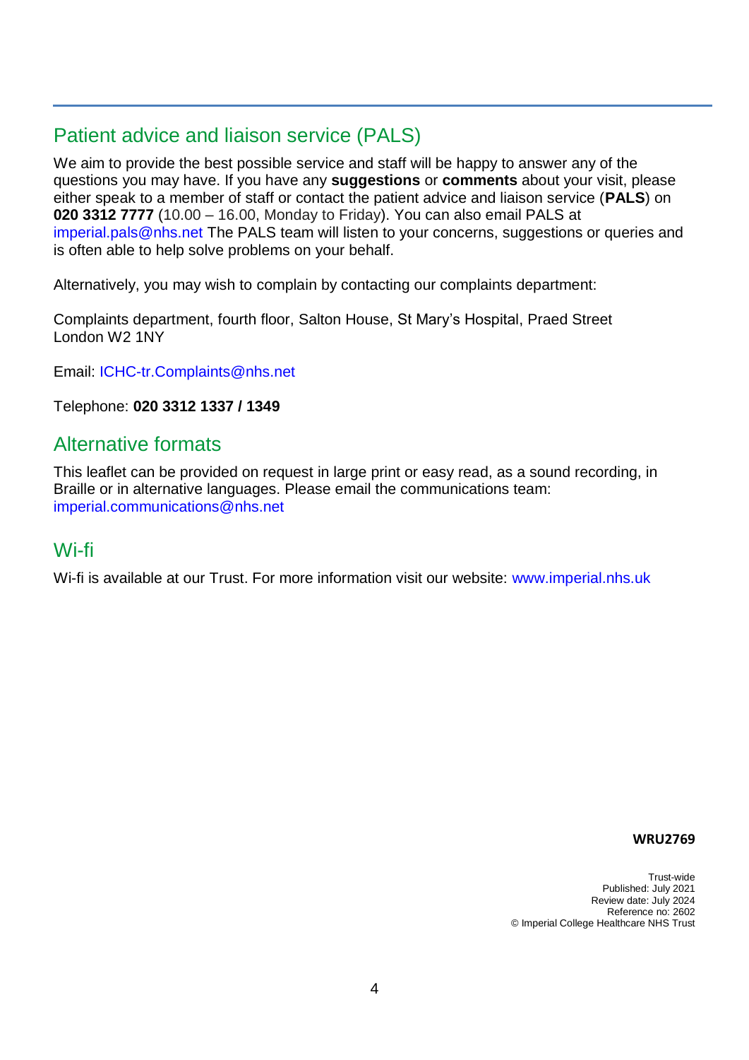## Patient advice and liaison service (PALS)

We aim to provide the best possible service and staff will be happy to answer any of the questions you may have. If you have any **suggestions** or **comments** about your visit, please either speak to a member of staff or contact the patient advice and liaison service (**PALS**) on **020 3312 7777** (10.00 – 16.00, Monday to Friday). You can also email PALS at imperial.pals@nhs.net The PALS team will listen to your concerns, suggestions or queries and is often able to help solve problems on your behalf.

Alternatively, you may wish to complain by contacting our complaints department:

Complaints department, fourth floor, Salton House, St Mary's Hospital, Praed Street
London W2 1NY

Email: ICHC-tr.Complaints@nhs.net

Telephone: **020 3312 1337 / 1349**

## Alternative formats

This leaflet can be provided on request in large print or easy read, as a sound recording, in Braille or in alternative languages. Please email the communications team: imperial.communications@nhs.net

## Wi-fi

Wi-fi is available at our Trust. For more information visit our website: www.imperial.nhs.uk

**WRU2769**

Trust-wide
Published: July 2021
Review date: July 2024
Reference no: 2602
© Imperial College Healthcare NHS Trust